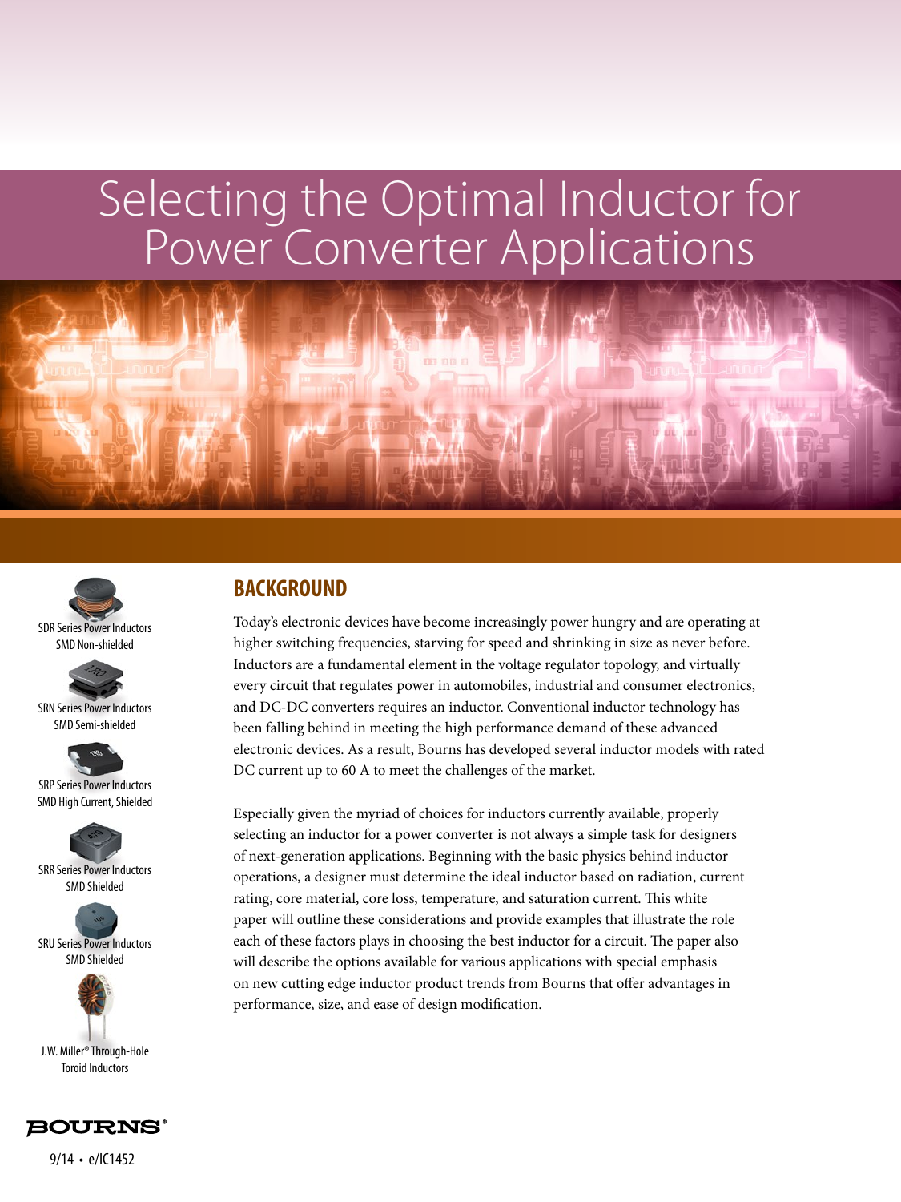# Selecting the Optimal Inductor for Power Converter Applications

SDR Series Power Inductors
SMD Non-shielded

SRN Series Power Inductors
SMD Semi-shielded

SRP Series Power Inductors
SMD High Current, Shielded

SRR Series Power Inductors
SMD Shielded

SRU Series Power Inductors
SMD Shielded

J.W. Miller® Through-Hole
Toroid Inductors

## BACKGROUND

Today's electronic devices have become increasingly power hungry and are operating at higher switching frequencies, starving for speed and shrinking in size as never before. Inductors are a fundamental element in the voltage regulator topology, and virtually every circuit that regulates power in automobiles, industrial and consumer electronics, and DC-DC converters requires an inductor. Conventional inductor technology has been falling behind in meeting the high performance demand of these advanced electronic devices. As a result, Bourns has developed several inductor models with rated DC current up to 60 A to meet the challenges of the market.

Especially given the myriad of choices for inductors currently available, properly selecting an inductor for a power converter is not always a simple task for designers of next-generation applications. Beginning with the basic physics behind inductor operations, a designer must determine the ideal inductor based on radiation, current rating, core material, core loss, temperature, and saturation current. This white paper will outline these considerations and provide examples that illustrate the role each of these factors plays in choosing the best inductor for a circuit. The paper also will describe the options available for various applications with special emphasis on new cutting edge inductor product trends from Bourns that offer advantages in performance, size, and ease of design modification.

BOURNS®

9/14 • e/IC1452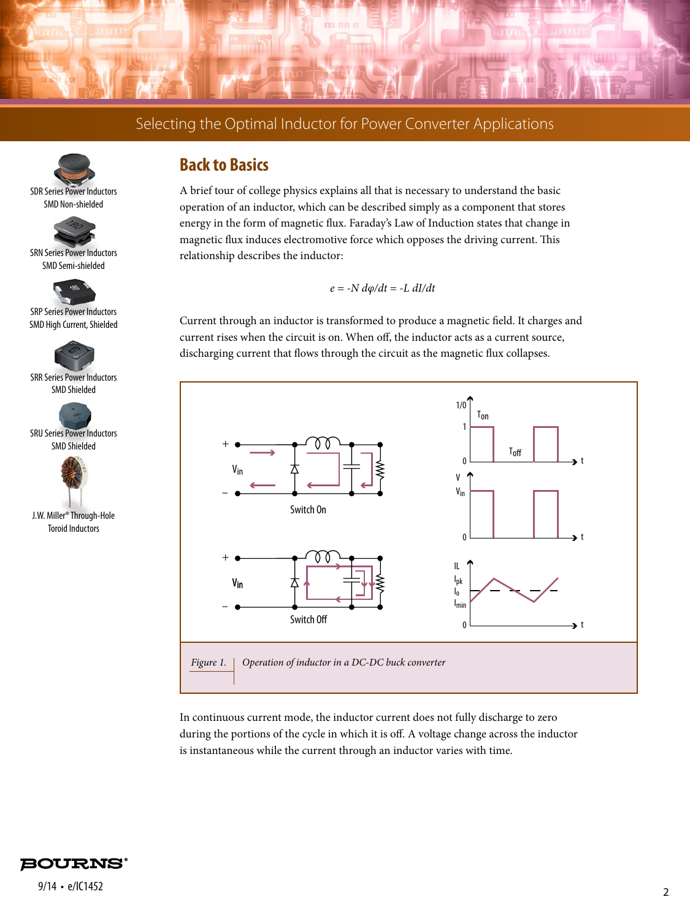## Back to Basics

A brief tour of college physics explains all that is necessary to understand the basic operation of an inductor, which can be described simply as a component that stores energy in the form of magnetic flux. Faraday's Law of Induction states that change in magnetic flux induces electromotive force which opposes the driving current. This relationship describes the inductor:

$$e = -N\, d\varphi/dt = -L\, dI/dt$$

Current through an inductor is transformed to produce a magnetic field. It charges and current rises when the circuit is on. When off, the inductor acts as a current source, discharging current that flows through the circuit as the magnetic flux collapses.

*Figure 1.* *Operation of inductor in a DC-DC buck converter*

In continuous current mode, the inductor current does not fully discharge to zero during the portions of the cycle in which it is off. A voltage change across the inductor is instantaneous while the current through an inductor varies with time.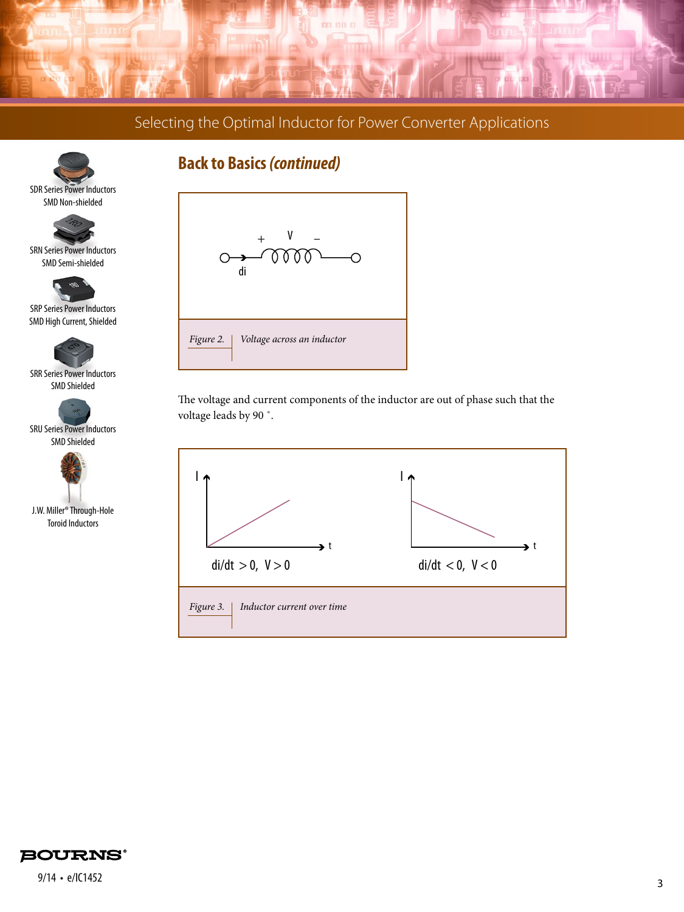## Back to Basics *(continued)*

*Figure 2.* *Voltage across an inductor*

The voltage and current components of the inductor are out of phase such that the voltage leads by 90 ˚.

$di/dt > 0, \; V > 0$ $di/dt < 0, \; V < 0$

*Figure 3.* *Inductor current over time*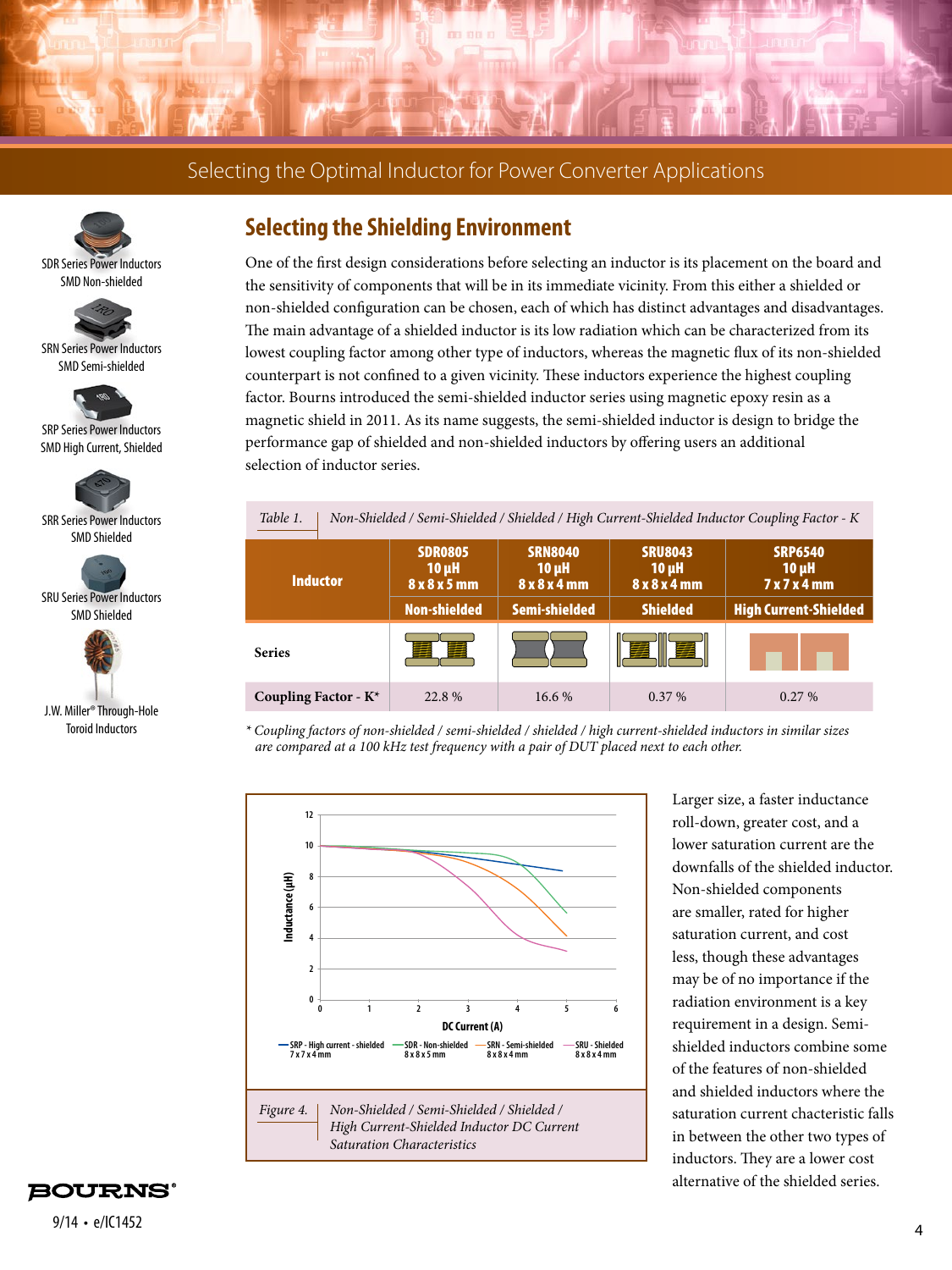## Selecting the Shielding Environment

One of the first design considerations before selecting an inductor is its placement on the board and the sensitivity of components that will be in its immediate vicinity. From this either a shielded or non-shielded configuration can be chosen, each of which has distinct advantages and disadvantages. The main advantage of a shielded inductor is its low radiation which can be characterized from its lowest coupling factor among other type of inductors, whereas the magnetic flux of its non-shielded counterpart is not confined to a given vicinity. These inductors experience the highest coupling factor. Bourns introduced the semi-shielded inductor series using magnetic epoxy resin as a magnetic shield in 2011. As its name suggests, the semi-shielded inductor is design to bridge the performance gap of shielded and non-shielded inductors by offering users an additional selection of inductor series.

SDR Series Power Inductors SMD Non-shielded

SRN Series Power Inductors SMD Semi-shielded

SRP Series Power Inductors SMD High Current, Shielded

SRR Series Power Inductors SMD Shielded

SRU Series Power Inductors SMD Shielded

J.W. Miller® Through-Hole Toroid Inductors

*Table 1. Non-Shielded / Semi-Shielded / Shielded / High Current-Shielded Inductor Coupling Factor - K*

| Inductor | SDR0805 10 µH 8 x 8 x 5 mm | SRN8040 10 µH 8 x 8 x 4 mm | SRU8043 10 µH 8 x 8 x 4 mm | SRP6540 10 µH 7 x 7 x 4 mm |
|---|---|---|---|---|
| | Non-shielded | Semi-shielded | Shielded | High Current-Shielded |
| Series | | | | |
| Coupling Factor - K* | 22.8 % | 16.6 % | 0.37 % | 0.27 % |

*\* Coupling factors of non-shielded / semi-shielded / shielded / high current-shielded inductors in similar sizes are compared at a 100 kHz test frequency with a pair of DUT placed next to each other.*

*Figure 4. Non-Shielded / Semi-Shielded / Shielded / High Current-Shielded Inductor DC Current Saturation Characteristics*

Larger size, a faster inductance roll-down, greater cost, and a lower saturation current are the downfalls of the shielded inductor. Non-shielded components are smaller, rated for higher saturation current, and cost less, though these advantages may be of no importance if the radiation environment is a key requirement in a design. Semi-shielded inductors combine some of the features of non-shielded and shielded inductors where the saturation current chacteristic falls in between the other two types of inductors. They are a lower cost alternative of the shielded series.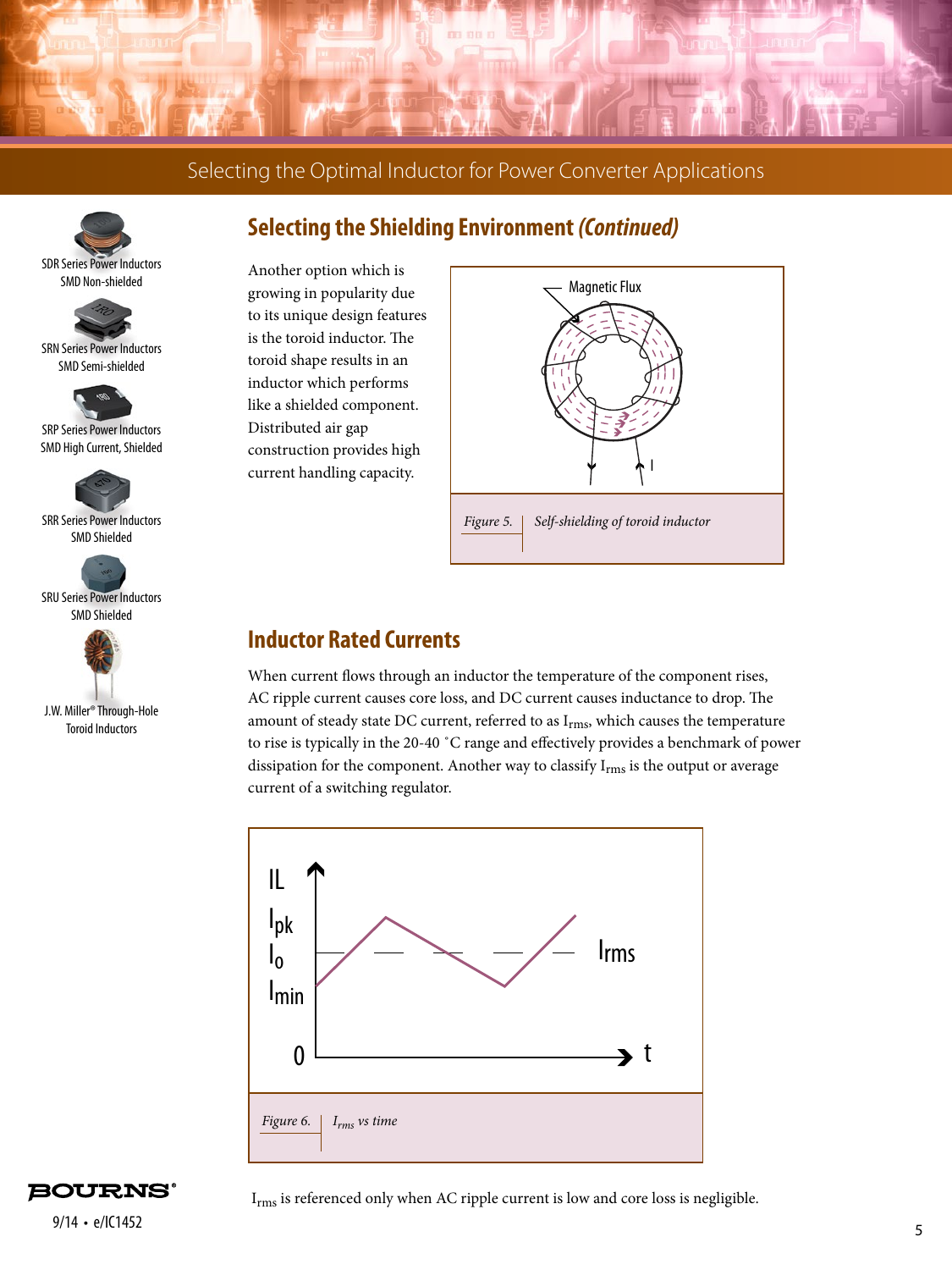SDR Series Power Inductors SMD Non-shielded

SRN Series Power Inductors SMD Semi-shielded

SRP Series Power Inductors SMD High Current, Shielded

SRR Series Power Inductors SMD Shielded

SRU Series Power Inductors SMD Shielded

J.W. Miller® Through-Hole Toroid Inductors

## Selecting the Shielding Environment *(Continued)*

Another option which is growing in popularity due to its unique design features is the toroid inductor. The toroid shape results in an inductor which performs like a shielded component. Distributed air gap construction provides high current handling capacity.

*Figure 5.* *Self-shielding of toroid inductor*

## Inductor Rated Currents

When current flows through an inductor the temperature of the component rises, AC ripple current causes core loss, and DC current causes inductance to drop. The amount of steady state DC current, referred to as $I_{rms}$, which causes the temperature to rise is typically in the 20-40 ˚C range and effectively provides a benchmark of power dissipation for the component. Another way to classify $I_{rms}$ is the output or average current of a switching regulator.

*Figure 6.* *$I_{rms}$ vs time*

$I_{rms}$ is referenced only when AC ripple current is low and core loss is negligible.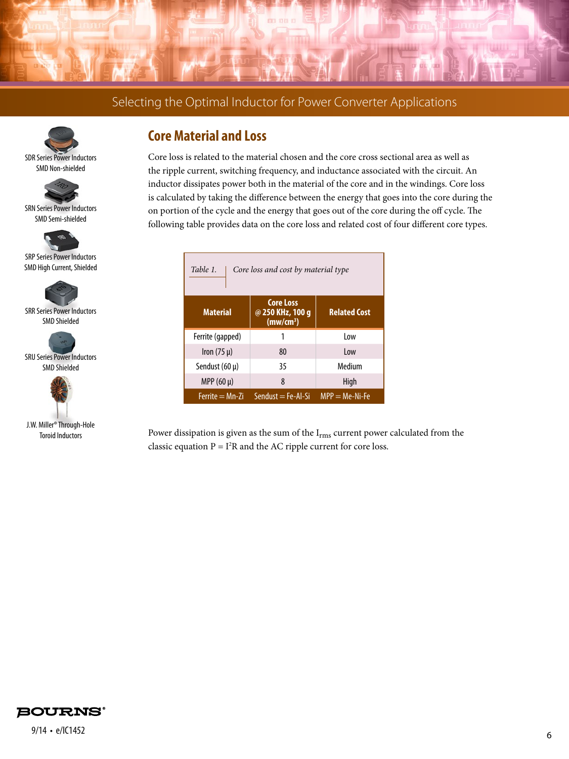## Core Material and Loss

Core loss is related to the material chosen and the core cross sectional area as well as the ripple current, switching frequency, and inductance associated with the circuit. An inductor dissipates power both in the material of the core and in the windings. Core loss is calculated by taking the difference between the energy that goes into the core during the on portion of the cycle and the energy that goes out of the core during the off cycle. The following table provides data on the core loss and related cost of four different core types.

*Table 1. Core loss and cost by material type*

| Material | Core Loss @ 250 KHz, 100 g (mw/cm³) | Related Cost |
|---|---|---|
| Ferrite (gapped) | 1 | Low |
| Iron (75 µ) | 80 | Low |
| Sendust (60 µ) | 35 | Medium |
| MPP (60 µ) | 8 | High |
| Ferrite = Mn-Zi | Sendust = Fe-Al-Si | MPP = Me-Ni-Fe |

Power dissipation is given as the sum of the $I_{rms}$ current power calculated from the classic equation $P = I^2R$ and the AC ripple current for core loss.

SDR Series Power Inductors SMD Non-shielded

SRN Series Power Inductors SMD Semi-shielded

SRP Series Power Inductors SMD High Current, Shielded

SRR Series Power Inductors SMD Shielded

SRU Series Power Inductors SMD Shielded

J.W. Miller® Through-Hole Toroid Inductors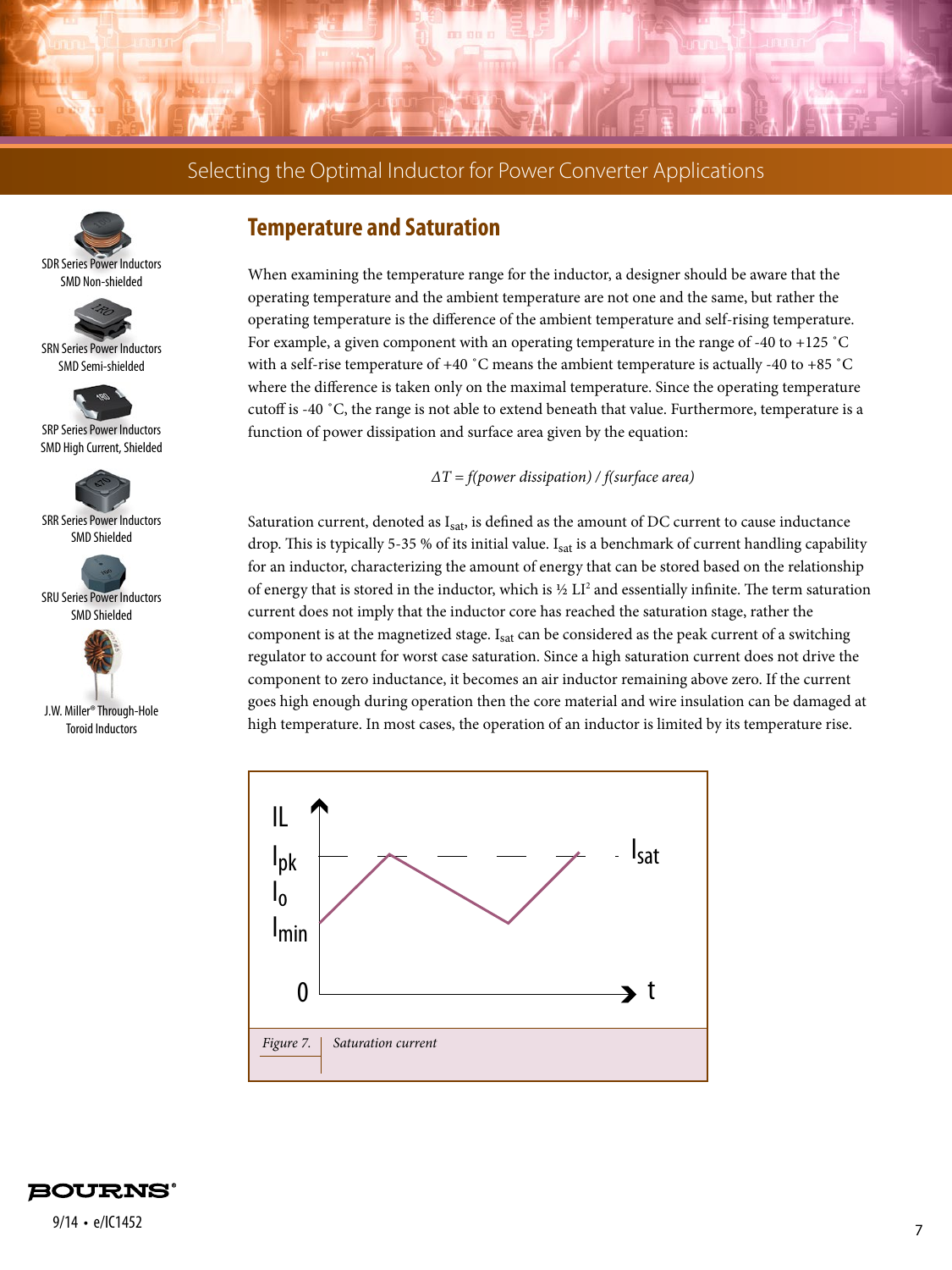## Temperature and Saturation

When examining the temperature range for the inductor, a designer should be aware that the operating temperature and the ambient temperature are not one and the same, but rather the operating temperature is the difference of the ambient temperature and self-rising temperature. For example, a given component with an operating temperature in the range of -40 to +125 ˚C with a self-rise temperature of +40 ˚C means the ambient temperature is actually -40 to +85 ˚C where the difference is taken only on the maximal temperature. Since the operating temperature cutoff is -40 ˚C, the range is not able to extend beneath that value. Furthermore, temperature is a function of power dissipation and surface area given by the equation:

$$\Delta T = f(\text{power dissipation}) / f(\text{surface area})$$

Saturation current, denoted as $I_{sat}$, is defined as the amount of DC current to cause inductance drop. This is typically 5-35 % of its initial value. $I_{sat}$ is a benchmark of current handling capability for an inductor, characterizing the amount of energy that can be stored based on the relationship of energy that is stored in the inductor, which is ½ $LI^2$ and essentially infinite. The term saturation current does not imply that the inductor core has reached the saturation stage, rather the component is at the magnetized stage. $I_{sat}$ can be considered as the peak current of a switching regulator to account for worst case saturation. Since a high saturation current does not drive the component to zero inductance, it becomes an air inductor remaining above zero. If the current goes high enough during operation then the core material and wire insulation can be damaged at high temperature. In most cases, the operation of an inductor is limited by its temperature rise.

*Figure 7.* | *Saturation current*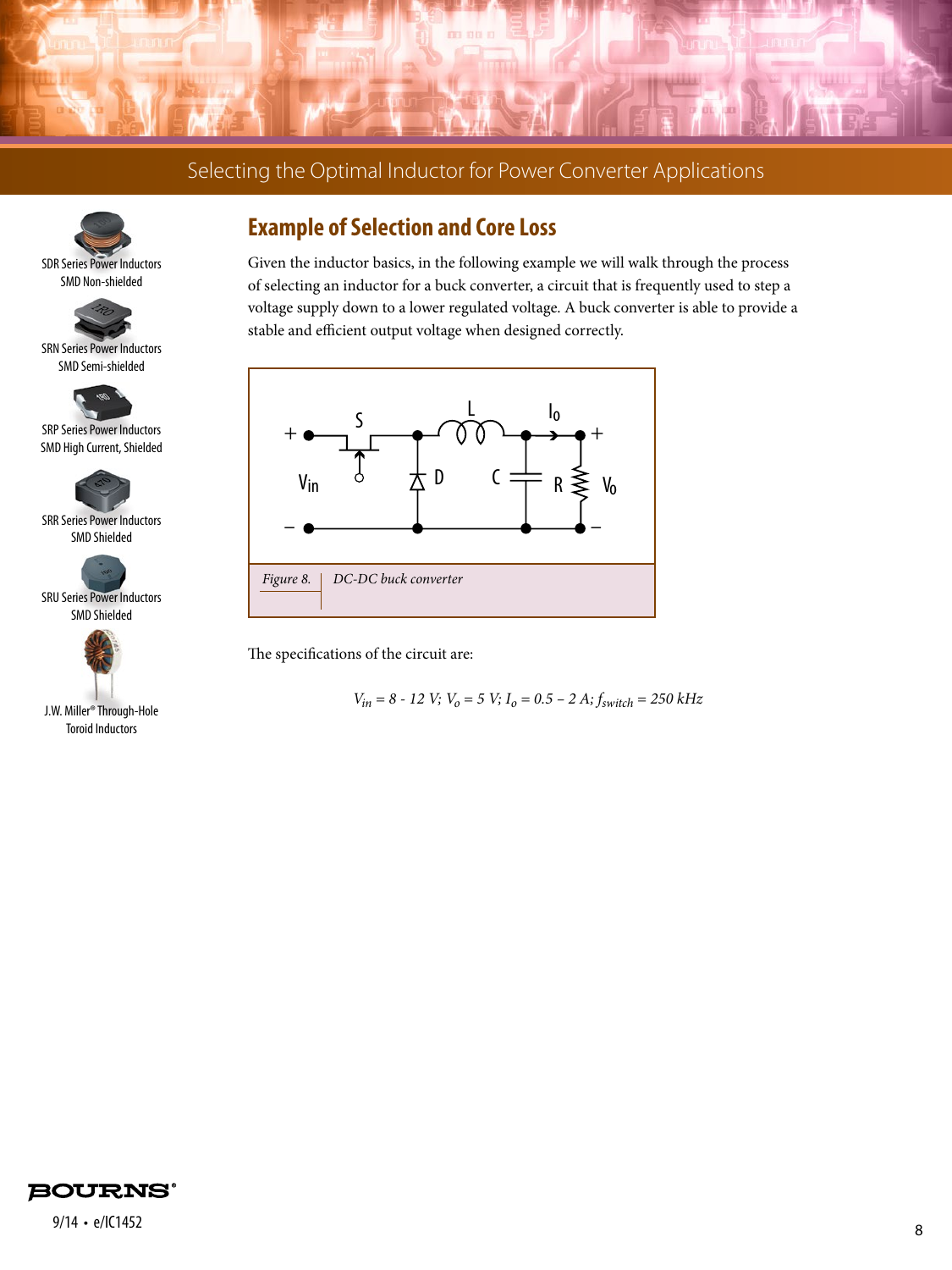## Example of Selection and Core Loss

Given the inductor basics, in the following example we will walk through the process of selecting an inductor for a buck converter, a circuit that is frequently used to step a voltage supply down to a lower regulated voltage. A buck converter is able to provide a stable and efficient output voltage when designed correctly.

*Figure 8.* *DC-DC buck converter*

The specifications of the circuit are:

$$V_{in} = 8 - 12\ V;\ V_o = 5\ V;\ I_o = 0.5 - 2\ A;\ f_{switch} = 250\ kHz$$

SDR Series Power Inductors SMD Non-shielded

SRN Series Power Inductors SMD Semi-shielded

SRP Series Power Inductors SMD High Current, Shielded

SRR Series Power Inductors SMD Shielded

SRU Series Power Inductors SMD Shielded

J.W. Miller® Through-Hole Toroid Inductors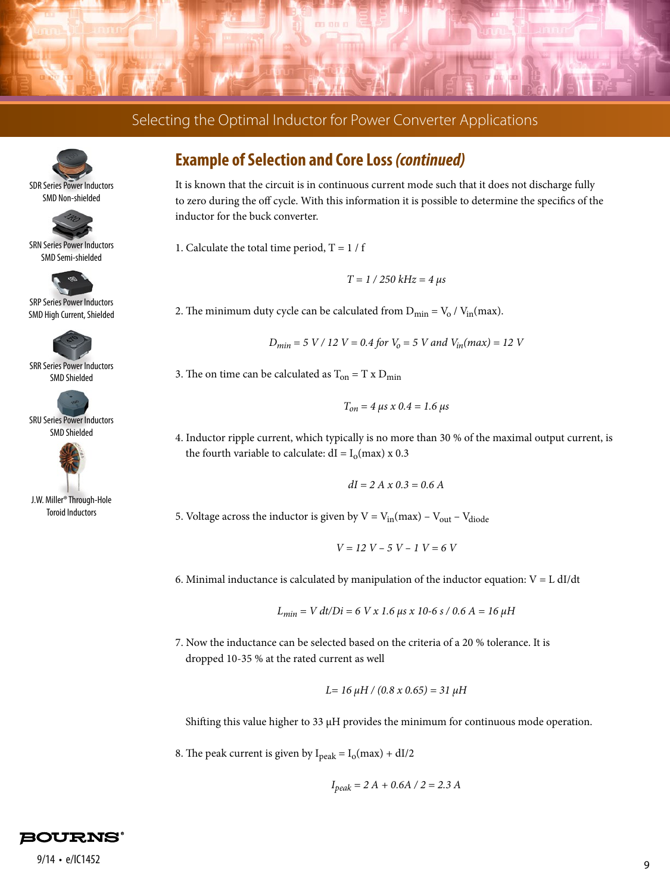## Example of Selection and Core Loss *(continued)*

It is known that the circuit is in continuous current mode such that it does not discharge fully to zero during the off cycle. With this information it is possible to determine the specifics of the inductor for the buck converter.

1. Calculate the total time period, $T = 1 / f$

$$T = 1 / 250\ kHz = 4\ \mu s$$

2. The minimum duty cycle can be calculated from $D_{min} = V_o / V_{in}(max)$.

$$D_{min} = 5\ V / 12\ V = 0.4 \text{ for } V_o = 5\ V \text{ and } V_{in}(max) = 12\ V$$

3. The on time can be calculated as $T_{on} = T \times D_{min}$

$$T_{on} = 4\ \mu s \times 0.4 = 1.6\ \mu s$$

4. Inductor ripple current, which typically is no more than 30 % of the maximal output current, is the fourth variable to calculate: $dI = I_o(max) \times 0.3$

$$dI = 2\ A \times 0.3 = 0.6\ A$$

5. Voltage across the inductor is given by $V = V_{in}(max) - V_{out} - V_{diode}$

$$V = 12\ V - 5\ V - 1\ V = 6\ V$$

6. Minimal inductance is calculated by manipulation of the inductor equation: $V = L\ dI/dt$

$$L_{min} = V\ dt/Di = 6\ V \times 1.6\ \mu s \times 10\text{-}6\ s / 0.6\ A = 16\ \mu H$$

7. Now the inductance can be selected based on the criteria of a 20 % tolerance. It is dropped 10-35 % at the rated current as well

$$L = 16\ \mu H / (0.8 \times 0.65) = 31\ \mu H$$

Shifting this value higher to 33 µH provides the minimum for continuous mode operation.

8. The peak current is given by $I_{peak} = I_o(max) + dI/2$

$$I_{peak} = 2\ A + 0.6A / 2 = 2.3\ A$$

SDR Series Power Inductors SMD Non-shielded

SRN Series Power Inductors SMD Semi-shielded

SRP Series Power Inductors SMD High Current, Shielded

SRR Series Power Inductors SMD Shielded

SRU Series Power Inductors SMD Shielded

J.W. Miller® Through-Hole Toroid Inductors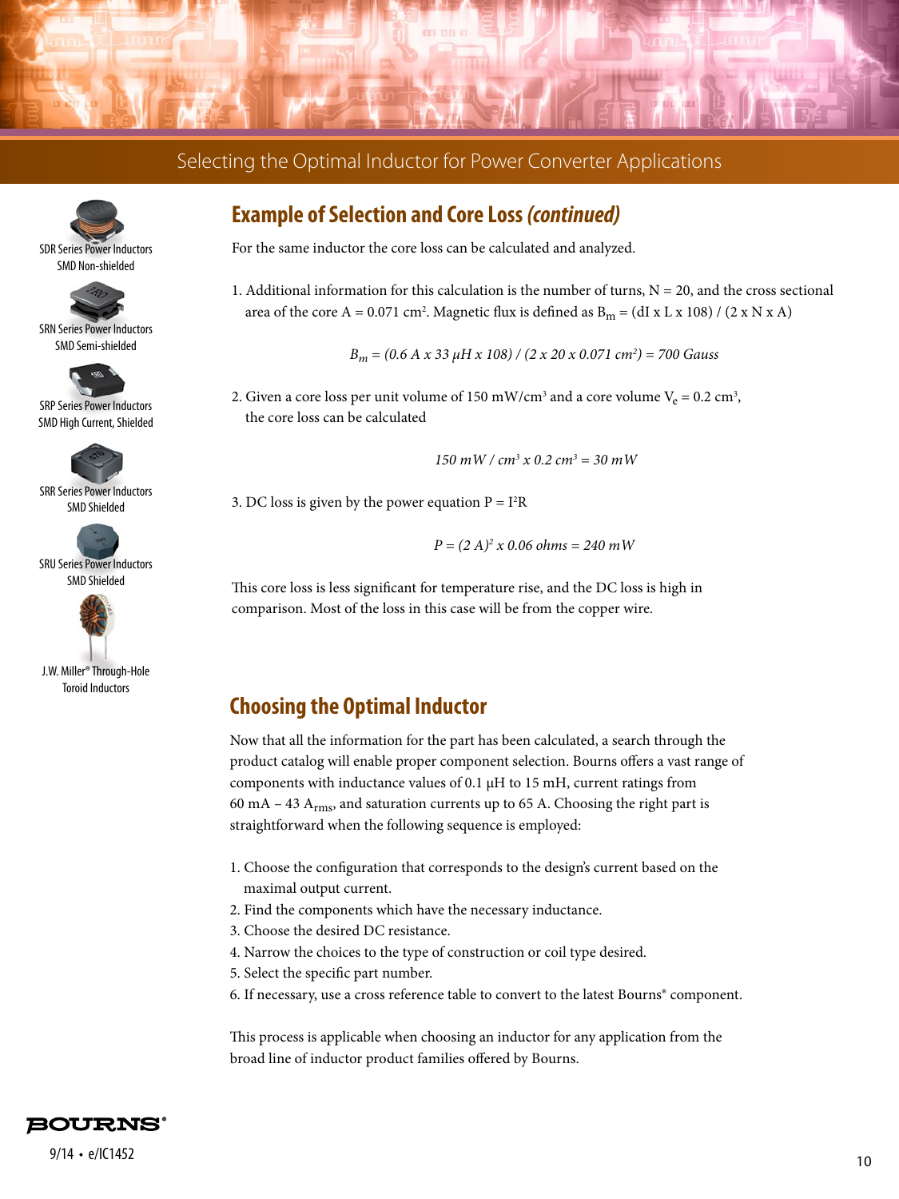## Example of Selection and Core Loss *(continued)*

For the same inductor the core loss can be calculated and analyzed.

1. Additional information for this calculation is the number of turns, N = 20, and the cross sectional area of the core A = 0.071 cm². Magnetic flux is defined as $B_m = (dI \times L \times 108) / (2 \times N \times A)$

$$B_m = (0.6\ A \times 33\ \mu H \times 108) / (2 \times 20 \times 0.071\ cm^2) = 700\ Gauss$$

2. Given a core loss per unit volume of 150 mW/cm³ and a core volume $V_e$ = 0.2 cm³, the core loss can be calculated

$$150\ mW / cm^3 \times 0.2\ cm^3 = 30\ mW$$

3. DC loss is given by the power equation $P = I^2R$

$$P = (2\ A)^2 \times 0.06\ ohms = 240\ mW$$

This core loss is less significant for temperature rise, and the DC loss is high in comparison. Most of the loss in this case will be from the copper wire.

## Choosing the Optimal Inductor

Now that all the information for the part has been calculated, a search through the product catalog will enable proper component selection. Bourns offers a vast range of components with inductance values of 0.1 µH to 15 mH, current ratings from 60 mA – 43 $A_{rms}$, and saturation currents up to 65 A. Choosing the right part is straightforward when the following sequence is employed:

1. Choose the configuration that corresponds to the design's current based on the maximal output current.
2. Find the components which have the necessary inductance.
3. Choose the desired DC resistance.
4. Narrow the choices to the type of construction or coil type desired.
5. Select the specific part number.
6. If necessary, use a cross reference table to convert to the latest Bourns® component.

This process is applicable when choosing an inductor for any application from the broad line of inductor product families offered by Bourns.

SDR Series Power Inductors
SMD Non-shielded

SRN Series Power Inductors
SMD Semi-shielded

SRP Series Power Inductors
SMD High Current, Shielded

SRR Series Power Inductors
SMD Shielded

SRU Series Power Inductors
SMD Shielded

J.W. Miller® Through-Hole
Toroid Inductors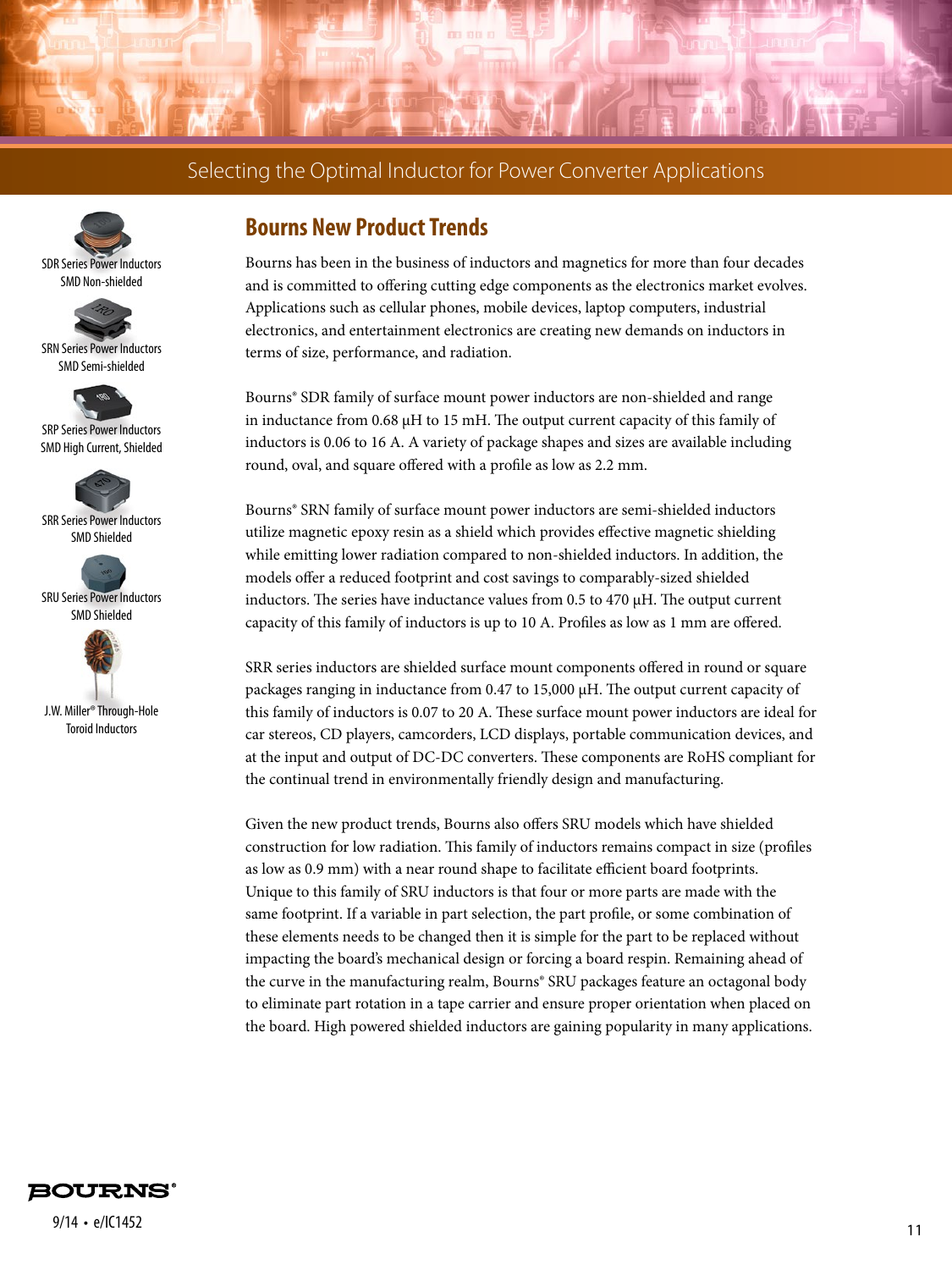SDR Series Power Inductors
SMD Non-shielded

SRN Series Power Inductors
SMD Semi-shielded

SRP Series Power Inductors
SMD High Current, Shielded

SRR Series Power Inductors
SMD Shielded

SRU Series Power Inductors
SMD Shielded

J.W. Miller® Through-Hole
Toroid Inductors

## Bourns New Product Trends

Bourns has been in the business of inductors and magnetics for more than four decades and is committed to offering cutting edge components as the electronics market evolves. Applications such as cellular phones, mobile devices, laptop computers, industrial electronics, and entertainment electronics are creating new demands on inductors in terms of size, performance, and radiation.

Bourns® SDR family of surface mount power inductors are non-shielded and range in inductance from 0.68 µH to 15 mH. The output current capacity of this family of inductors is 0.06 to 16 A. A variety of package shapes and sizes are available including round, oval, and square offered with a profile as low as 2.2 mm.

Bourns® SRN family of surface mount power inductors are semi-shielded inductors utilize magnetic epoxy resin as a shield which provides effective magnetic shielding while emitting lower radiation compared to non-shielded inductors. In addition, the models offer a reduced footprint and cost savings to comparably-sized shielded inductors. The series have inductance values from 0.5 to 470 µH. The output current capacity of this family of inductors is up to 10 A. Profiles as low as 1 mm are offered.

SRR series inductors are shielded surface mount components offered in round or square packages ranging in inductance from 0.47 to 15,000 µH. The output current capacity of this family of inductors is 0.07 to 20 A. These surface mount power inductors are ideal for car stereos, CD players, camcorders, LCD displays, portable communication devices, and at the input and output of DC-DC converters. These components are RoHS compliant for the continual trend in environmentally friendly design and manufacturing.

Given the new product trends, Bourns also offers SRU models which have shielded construction for low radiation. This family of inductors remains compact in size (profiles as low as 0.9 mm) with a near round shape to facilitate efficient board footprints. Unique to this family of SRU inductors is that four or more parts are made with the same footprint. If a variable in part selection, the part profile, or some combination of these elements needs to be changed then it is simple for the part to be replaced without impacting the board's mechanical design or forcing a board respin. Remaining ahead of the curve in the manufacturing realm, Bourns® SRU packages feature an octagonal body to eliminate part rotation in a tape carrier and ensure proper orientation when placed on the board. High powered shielded inductors are gaining popularity in many applications.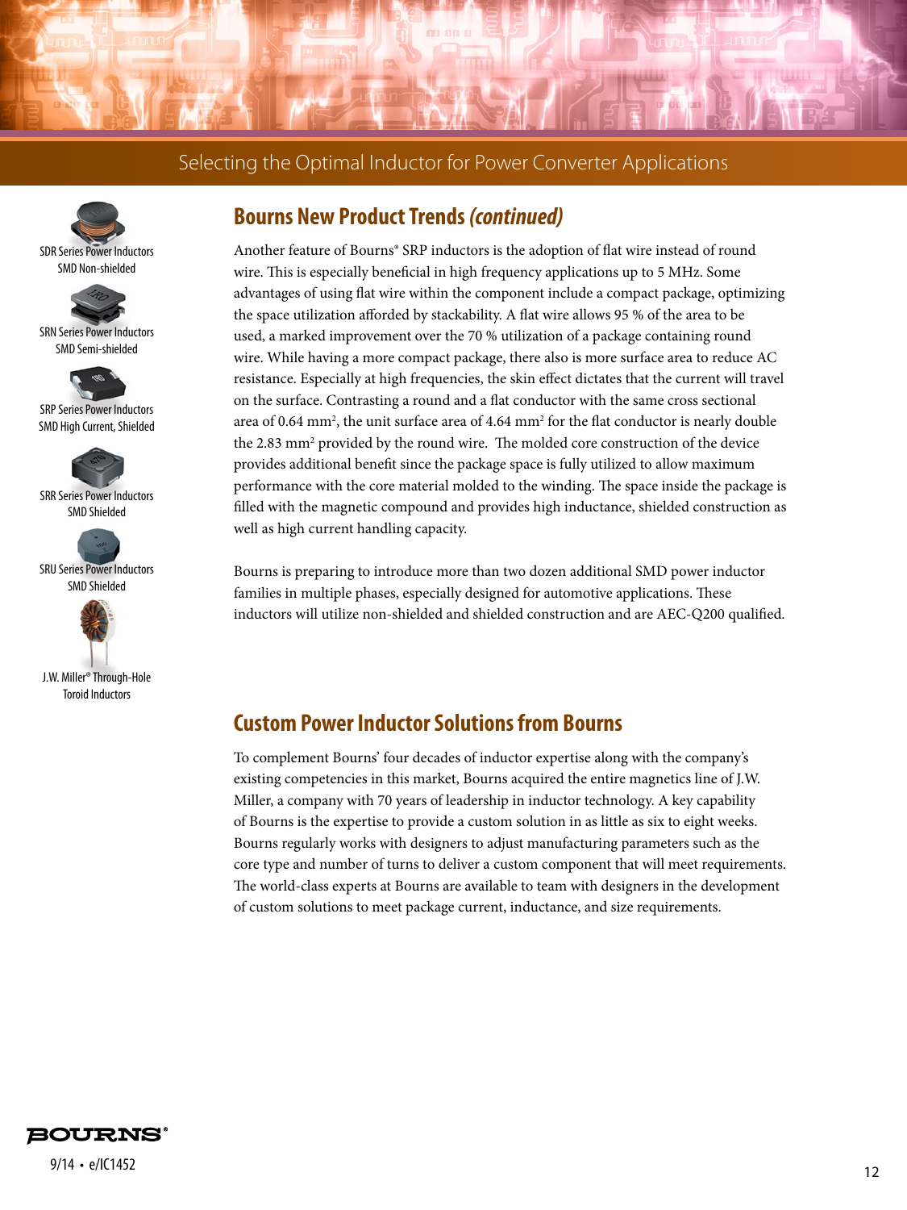SDR Series Power Inductors
SMD Non-shielded

SRN Series Power Inductors
SMD Semi-shielded

SRP Series Power Inductors
SMD High Current, Shielded

SRR Series Power Inductors
SMD Shielded

SRU Series Power Inductors
SMD Shielded

J.W. Miller® Through-Hole
Toroid Inductors

## Bourns New Product Trends *(continued)*

Another feature of Bourns® SRP inductors is the adoption of flat wire instead of round wire. This is especially beneficial in high frequency applications up to 5 MHz. Some advantages of using flat wire within the component include a compact package, optimizing the space utilization afforded by stackability. A flat wire allows 95 % of the area to be used, a marked improvement over the 70 % utilization of a package containing round wire. While having a more compact package, there also is more surface area to reduce AC resistance. Especially at high frequencies, the skin effect dictates that the current will travel on the surface. Contrasting a round and a flat conductor with the same cross sectional area of 0.64 $mm^2$, the unit surface area of 4.64 $mm^2$ for the flat conductor is nearly double the 2.83 $mm^2$ provided by the round wire. The molded core construction of the device provides additional benefit since the package space is fully utilized to allow maximum performance with the core material molded to the winding. The space inside the package is filled with the magnetic compound and provides high inductance, shielded construction as well as high current handling capacity.

Bourns is preparing to introduce more than two dozen additional SMD power inductor families in multiple phases, especially designed for automotive applications. These inductors will utilize non-shielded and shielded construction and are AEC-Q200 qualified.

## Custom Power Inductor Solutions from Bourns

To complement Bourns' four decades of inductor expertise along with the company's existing competencies in this market, Bourns acquired the entire magnetics line of J.W. Miller, a company with 70 years of leadership in inductor technology. A key capability of Bourns is the expertise to provide a custom solution in as little as six to eight weeks. Bourns regularly works with designers to adjust manufacturing parameters such as the core type and number of turns to deliver a custom component that will meet requirements. The world-class experts at Bourns are available to team with designers in the development of custom solutions to meet package current, inductance, and size requirements.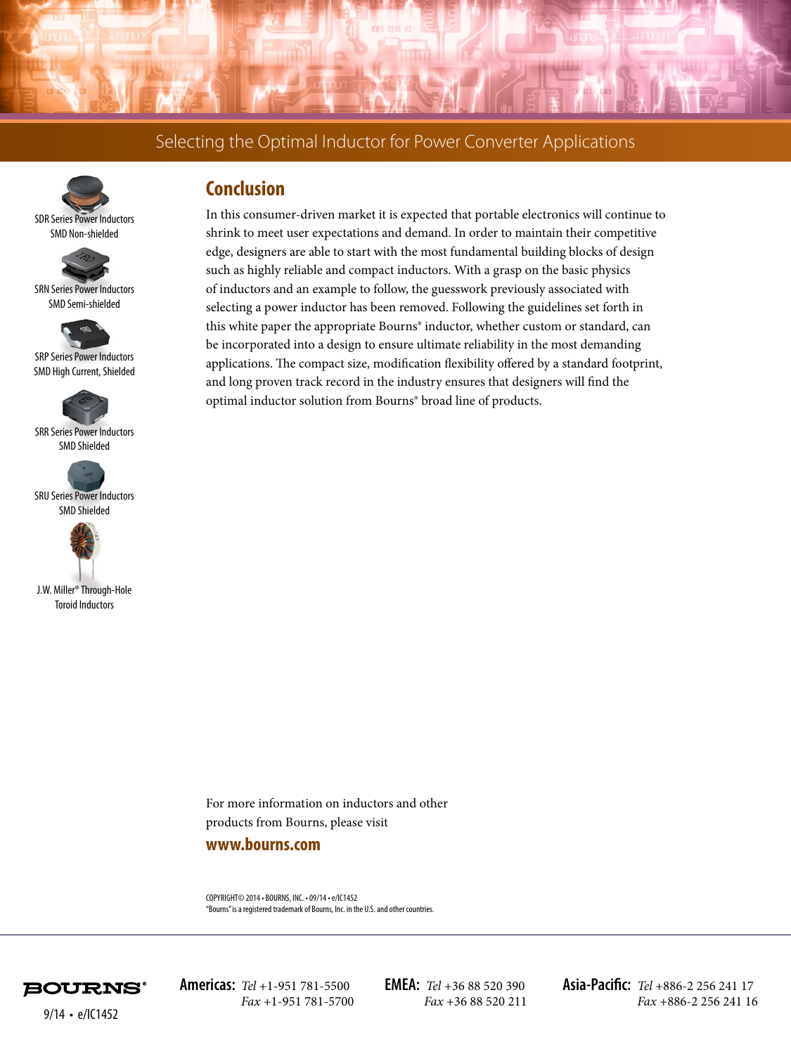SDR Series Power Inductors
SMD Non-shielded

SRN Series Power Inductors
SMD Semi-shielded

SRP Series Power Inductors
SMD High Current, Shielded

SRR Series Power Inductors
SMD Shielded

SRU Series Power Inductors
SMD Shielded

J.W. Miller® Through-Hole
Toroid Inductors

## Conclusion

In this consumer-driven market it is expected that portable electronics will continue to shrink to meet user expectations and demand. In order to maintain their competitive edge, designers are able to start with the most fundamental building blocks of design such as highly reliable and compact inductors. With a grasp on the basic physics of inductors and an example to follow, the guesswork previously associated with selecting a power inductor has been removed. Following the guidelines set forth in this white paper the appropriate Bourns® inductor, whether custom or standard, can be incorporated into a design to ensure ultimate reliability in the most demanding applications. The compact size, modification flexibility offered by a standard footprint, and long proven track record in the industry ensures that designers will find the optimal inductor solution from Bourns® broad line of products.

For more information on inductors and other products from Bourns, please visit

**www.bourns.com**

COPYRIGHT© 2014 • BOURNS, INC. • 09/14 • e/IC1452
"Bourns" is a registered trademark of Bourns, Inc. in the U.S. and other countries.

BOURNS®

9/14 • e/IC1452

**Americas:** *Tel* +1-951 781-5500
*Fax* +1-951 781-5700

**EMEA:** *Tel* +36 88 520 390
*Fax* +36 88 520 211

**Asia-Pacific:** *Tel* +886-2 256 241 17
*Fax* +886-2 256 241 16